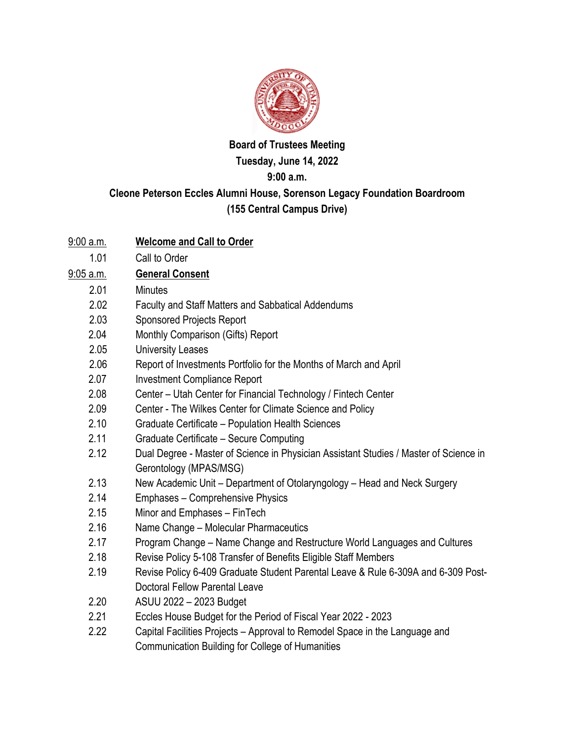# Board of Trustees Meeting

**Tuesday, June 14, 2022**

**9:00 a.m.**

**Cleone Peterson Eccles Alumni House, Sorenson Legacy Foundation Boardroom**

**(155 Central Campus Drive)**

9:00 a.m. **Welcome and Call to Order**

- 1.01 Call to Order

9:05 a.m. **General Consent**

- 2.01 Minutes
- 2.02 Faculty and Staff Matters and Sabbatical Addendums
- 2.03 Sponsored Projects Report
- 2.04 Monthly Comparison (Gifts) Report
- 2.05 University Leases
- 2.06 Report of Investments Portfolio for the Months of March and April
- 2.07 Investment Compliance Report
- 2.08 Center – Utah Center for Financial Technology / Fintech Center
- 2.09 Center - The Wilkes Center for Climate Science and Policy
- 2.10 Graduate Certificate – Population Health Sciences
- 2.11 Graduate Certificate – Secure Computing
- 2.12 Dual Degree - Master of Science in Physician Assistant Studies / Master of Science in Gerontology (MPAS/MSG)
- 2.13 New Academic Unit – Department of Otolaryngology – Head and Neck Surgery
- 2.14 Emphases – Comprehensive Physics
- 2.15 Minor and Emphases – FinTech
- 2.16 Name Change – Molecular Pharmaceutics
- 2.17 Program Change – Name Change and Restructure World Languages and Cultures
- 2.18 Revise Policy 5-108 Transfer of Benefits Eligible Staff Members
- 2.19 Revise Policy 6-409 Graduate Student Parental Leave & Rule 6-309A and 6-309 Post-Doctoral Fellow Parental Leave
- 2.20 ASUU 2022 – 2023 Budget
- 2.21 Eccles House Budget for the Period of Fiscal Year 2022 - 2023
- 2.22 Capital Facilities Projects – Approval to Remodel Space in the Language and Communication Building for College of Humanities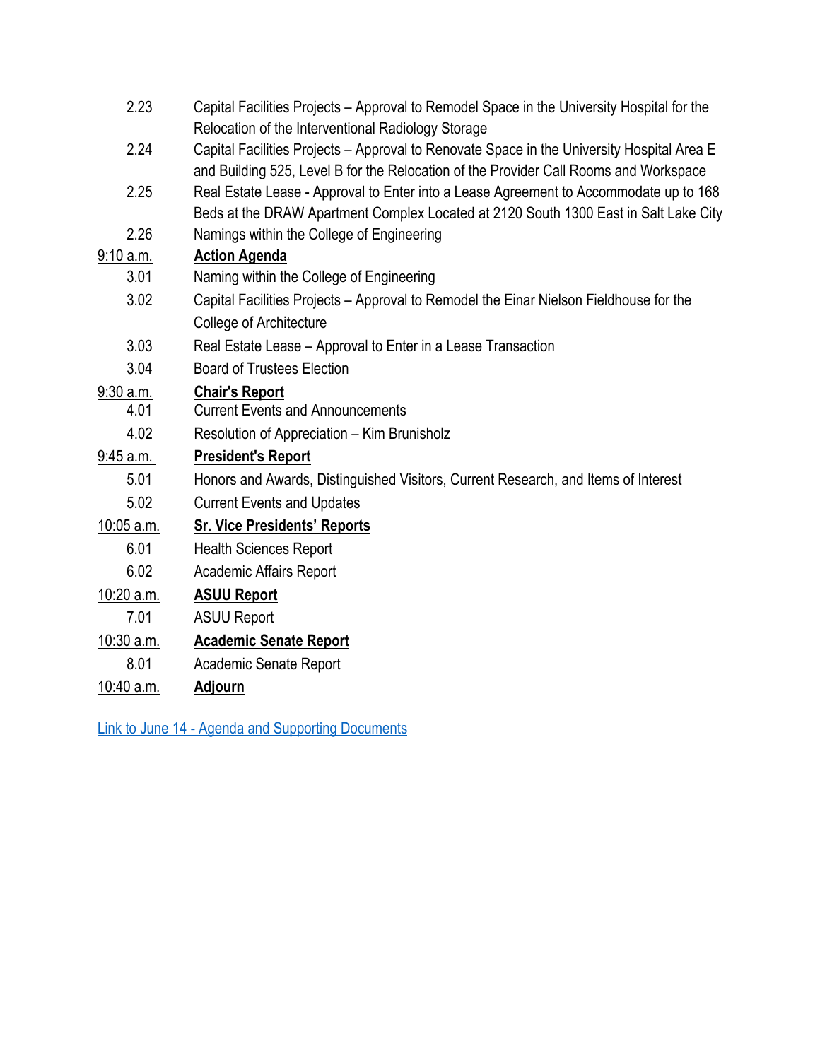2.23 Capital Facilities Projects – Approval to Remodel Space in the University Hospital for the Relocation of the Interventional Radiology Storage

2.24 Capital Facilities Projects – Approval to Renovate Space in the University Hospital Area E and Building 525, Level B for the Relocation of the Provider Call Rooms and Workspace

2.25 Real Estate Lease - Approval to Enter into a Lease Agreement to Accommodate up to 168 Beds at the DRAW Apartment Complex Located at 2120 South 1300 East in Salt Lake City

2.26 Namings within the College of Engineering

9:10 a.m. **Action Agenda**

3.01 Naming within the College of Engineering

3.02 Capital Facilities Projects – Approval to Remodel the Einar Nielson Fieldhouse for the College of Architecture

3.03 Real Estate Lease – Approval to Enter in a Lease Transaction

3.04 Board of Trustees Election

9:30 a.m. **Chair's Report**

4.01 Current Events and Announcements

4.02 Resolution of Appreciation – Kim Brunisholz

9:45 a.m. **President's Report**

5.01 Honors and Awards, Distinguished Visitors, Current Research, and Items of Interest

5.02 Current Events and Updates

10:05 a.m. **Sr. Vice Presidents' Reports**

6.01 Health Sciences Report

6.02 Academic Affairs Report

10:20 a.m. **ASUU Report**

7.01 ASUU Report

10:30 a.m. **Academic Senate Report**

8.01 Academic Senate Report

10:40 a.m. **Adjourn**

Link to June 14 - Agenda and Supporting Documents